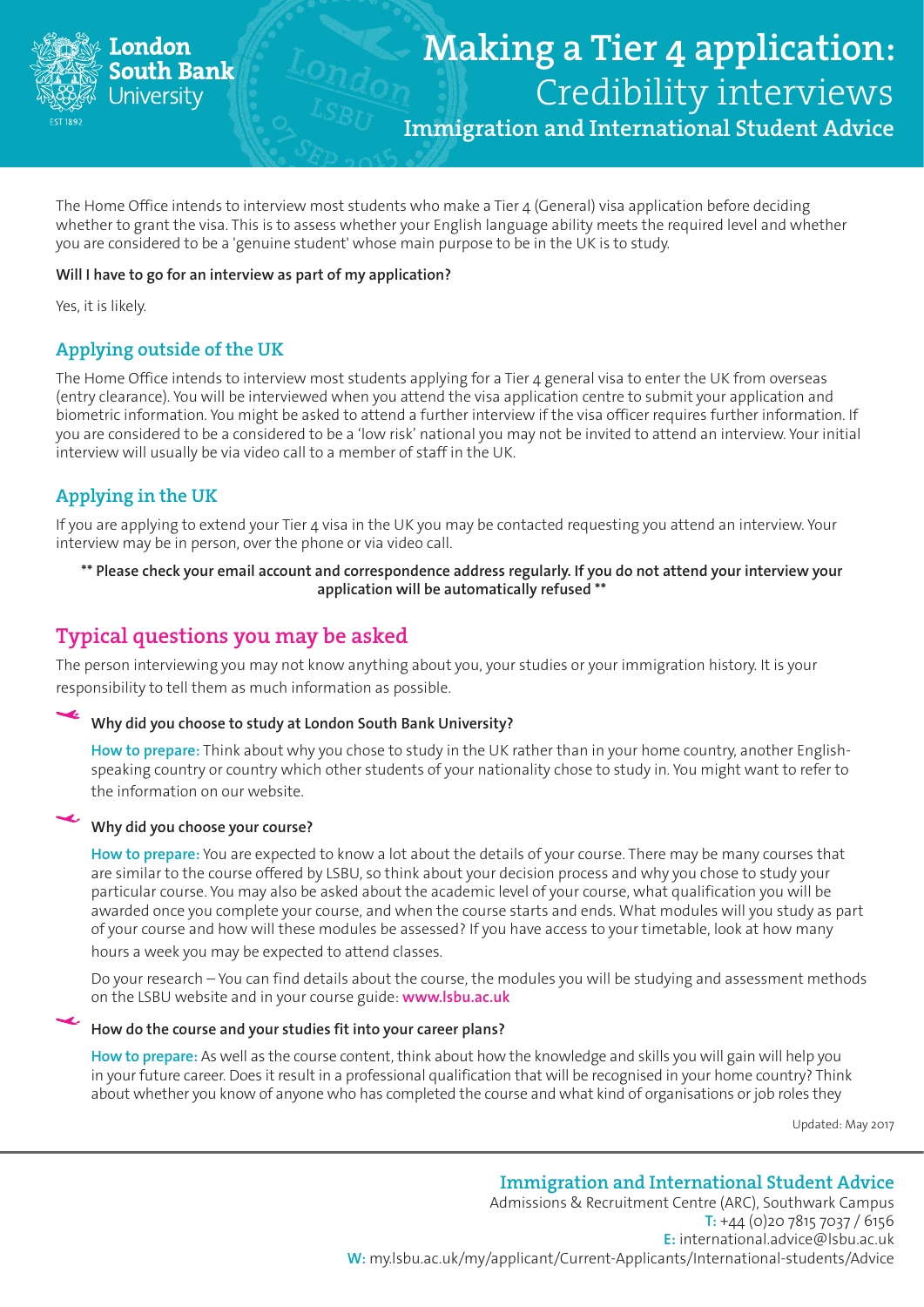# Making a Tier 4 application: Credibility interviews

## Immigration and International Student Advice

The Home Office intends to interview most students who make a Tier 4 (General) visa application before deciding whether to grant the visa. This is to assess whether your English language ability meets the required level and whether you are considered to be a 'genuine student' whose main purpose to be in the UK is to study.

**Will I have to go for an interview as part of my application?**

Yes, it is likely.

## Applying outside of the UK

The Home Office intends to interview most students applying for a Tier 4 general visa to enter the UK from overseas (entry clearance). You will be interviewed when you attend the visa application centre to submit your application and biometric information. You might be asked to attend a further interview if the visa officer requires further information. If you are considered to be a considered to be a 'low risk' national you may not be invited to attend an interview. Your initial interview will usually be via video call to a member of staff in the UK.

## Applying in the UK

If you are applying to extend your Tier 4 visa in the UK you may be contacted requesting you attend an interview. Your interview may be in person, over the phone or via video call.

**\*\* Please check your email account and correspondence address regularly. If you do not attend your interview your application will be automatically refused \*\***

## Typical questions you may be asked

The person interviewing you may not know anything about you, your studies or your immigration history. It is your responsibility to tell them as much information as possible.

### Why did you choose to study at London South Bank University?

**How to prepare:** Think about why you chose to study in the UK rather than in your home country, another English-speaking country or country which other students of your nationality chose to study in. You might want to refer to the information on our website.

### Why did you choose your course?

**How to prepare:** You are expected to know a lot about the details of your course. There may be many courses that are similar to the course offered by LSBU, so think about your decision process and why you chose to study your particular course. You may also be asked about the academic level of your course, what qualification you will be awarded once you complete your course, and when the course starts and ends. What modules will you study as part of your course and how will these modules be assessed? If you have access to your timetable, look at how many hours a week you may be expected to attend classes.

Do your research – You can find details about the course, the modules you will be studying and assessment methods on the LSBU website and in your course guide: **www.lsbu.ac.uk**

### How do the course and your studies fit into your career plans?

**How to prepare:** As well as the course content, think about how the knowledge and skills you will gain will help you in your future career. Does it result in a professional qualification that will be recognised in your home country? Think about whether you know of anyone who has completed the course and what kind of organisations or job roles they

Updated: May 2017

**Immigration and International Student Advice**
Admissions & Recruitment Centre (ARC), Southwark Campus
T: +44 (0)20 7815 7037 / 6156
E: international.advice@lsbu.ac.uk
W: my.lsbu.ac.uk/my/applicant/Current-Applicants/International-students/Advice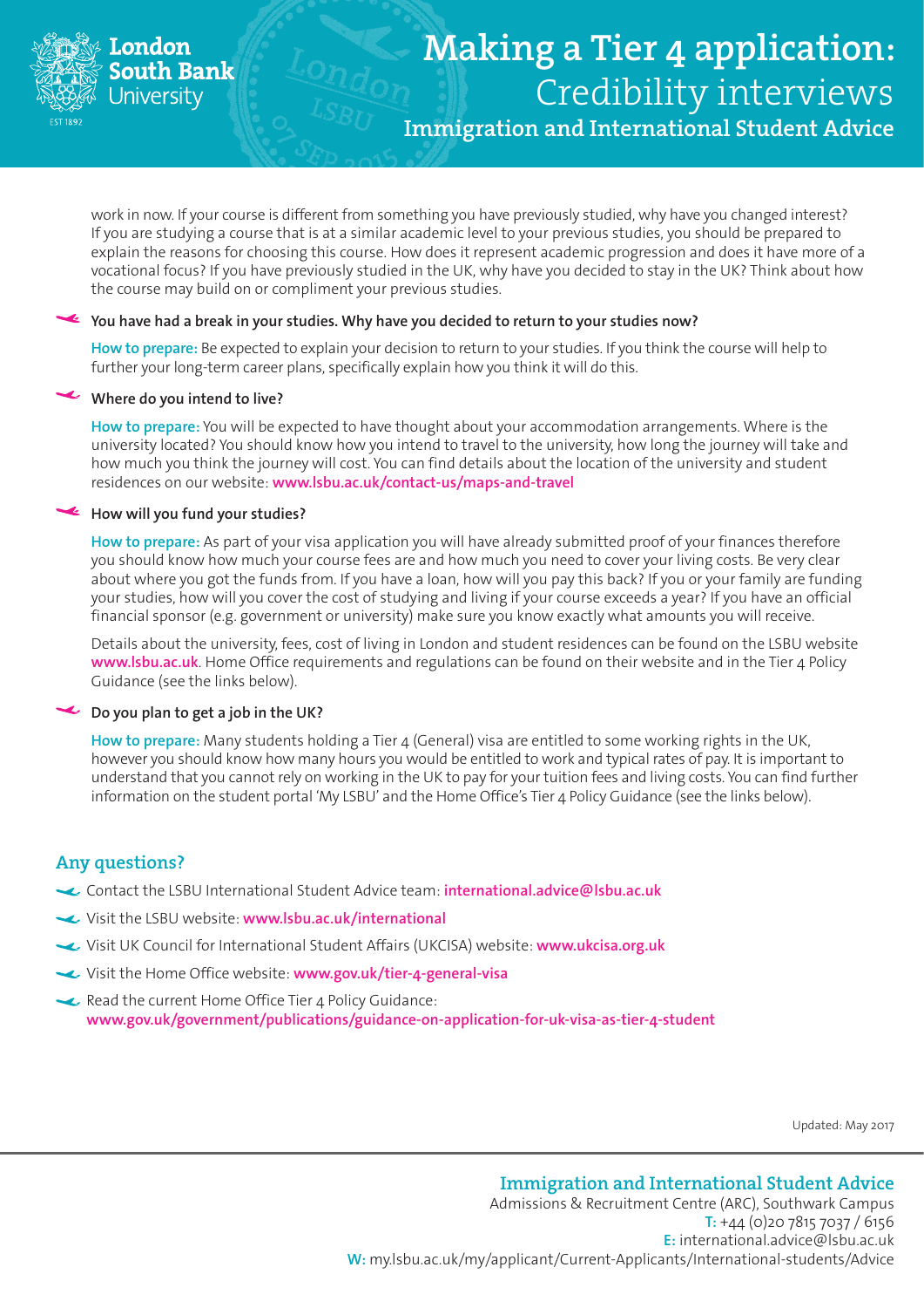work in now. If your course is different from something you have previously studied, why have you changed interest? If you are studying a course that is at a similar academic level to your previous studies, you should be prepared to explain the reasons for choosing this course. How does it represent academic progression and does it have more of a vocational focus? If you have previously studied in the UK, why have you decided to stay in the UK? Think about how the course may build on or compliment your previous studies.

**You have had a break in your studies. Why have you decided to return to your studies now?**

How to prepare: Be expected to explain your decision to return to your studies. If you think the course will help to further your long-term career plans, specifically explain how you think it will do this.

**Where do you intend to live?**

How to prepare: You will be expected to have thought about your accommodation arrangements. Where is the university located? You should know how you intend to travel to the university, how long the journey will take and how much you think the journey will cost. You can find details about the location of the university and student residences on our website: **www.lsbu.ac.uk/contact-us/maps-and-travel**

**How will you fund your studies?**

How to prepare: As part of your visa application you will have already submitted proof of your finances therefore you should know how much your course fees are and how much you need to cover your living costs. Be very clear about where you got the funds from. If you have a loan, how will you pay this back? If you or your family are funding your studies, how will you cover the cost of studying and living if your course exceeds a year? If you have an official financial sponsor (e.g. government or university) make sure you know exactly what amounts you will receive.

Details about the university, fees, cost of living in London and student residences can be found on the LSBU website **www.lsbu.ac.uk**. Home Office requirements and regulations can be found on their website and in the Tier 4 Policy Guidance (see the links below).

**Do you plan to get a job in the UK?**

How to prepare: Many students holding a Tier 4 (General) visa are entitled to some working rights in the UK, however you should know how many hours you would be entitled to work and typical rates of pay. It is important to understand that you cannot rely on working in the UK to pay for your tuition fees and living costs. You can find further information on the student portal 'My LSBU' and the Home Office's Tier 4 Policy Guidance (see the links below).

## Any questions?

- Contact the LSBU International Student Advice team: **international.advice@lsbu.ac.uk**
- Visit the LSBU website: **www.lsbu.ac.uk/international**
- Visit UK Council for International Student Affairs (UKCISA) website: **www.ukcisa.org.uk**
- Visit the Home Office website: **www.gov.uk/tier-4-general-visa**
- Read the current Home Office Tier 4 Policy Guidance: **www.gov.uk/government/publications/guidance-on-application-for-uk-visa-as-tier-4-student**

Updated: May 2017

**Immigration and International Student Advice**
Admissions & Recruitment Centre (ARC), Southwark Campus
T: +44 (0)20 7815 7037 / 6156
E: international.advice@lsbu.ac.uk
W: my.lsbu.ac.uk/my/applicant/Current-Applicants/International-students/Advice